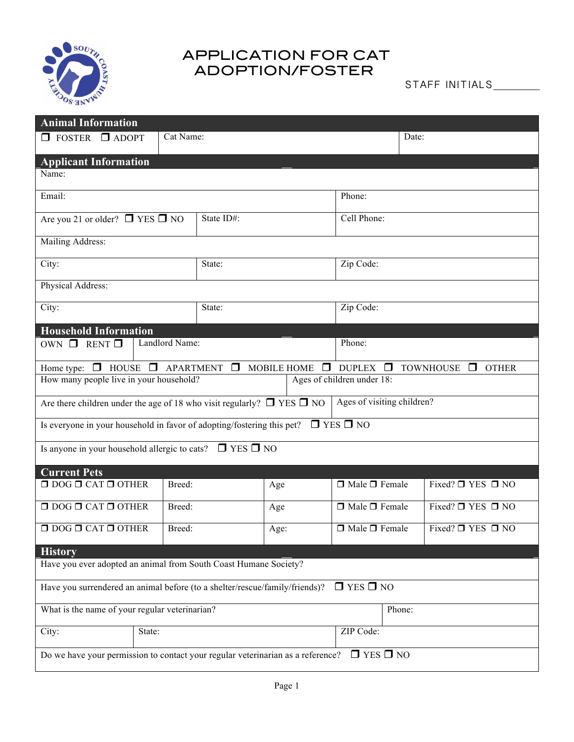# APPLICATION FOR CAT ADOPTION/FOSTER

STAFF INITIALS________

## Animal Information

| ☐ FOSTER ☐ ADOPT | Cat Name: | Date: |
|---|---|---|

## Applicant Information

| Name: | | |
|---|---|---|
| Email: | | Phone: |
| Are you 21 or older? ☐ YES ☐ NO | State ID#: | Cell Phone: |
| Mailing Address: | | |
| City: | State: | Zip Code: |
| Physical Address: | | |
| City: | State: | Zip Code: |

## Household Information

| OWN ☐ RENT ☐ | Landlord Name: | Phone: |
|---|---|---|

Home type: ☐ HOUSE ☐ APARTMENT ☐ MOBILE HOME ☐ DUPLEX ☐ TOWNHOUSE ☐ OTHER

| How many people live in your household? | Ages of children under 18: |
|---|---|
| Are there children under the age of 18 who visit regularly? ☐ YES ☐ NO | Ages of visiting children? |

Is everyone in your household in favor of adopting/fostering this pet? ☐ YES ☐ NO

Is anyone in your household allergic to cats? ☐ YES ☐ NO

## Current Pets

| ☐ DOG ☐ CAT ☐ OTHER | Breed: | Age | ☐ Male ☐ Female | Fixed? ☐ YES ☐ NO |
|---|---|---|---|---|
| ☐ DOG ☐ CAT ☐ OTHER | Breed: | Age | ☐ Male ☐ Female | Fixed? ☐ YES ☐ NO |
| ☐ DOG ☐ CAT ☐ OTHER | Breed: | Age: | ☐ Male ☐ Female | Fixed? ☐ YES ☐ NO |

## History

Have you ever adopted an animal from South Coast Humane Society?

Have you surrendered an animal before (to a shelter/rescue/family/friends)? ☐ YES ☐ NO

| What is the name of your regular veterinarian? | | Phone: |
|---|---|---|
| City: | State: | ZIP Code: |

Do we have your permission to contact your regular veterinarian as a reference? ☐ YES ☐ NO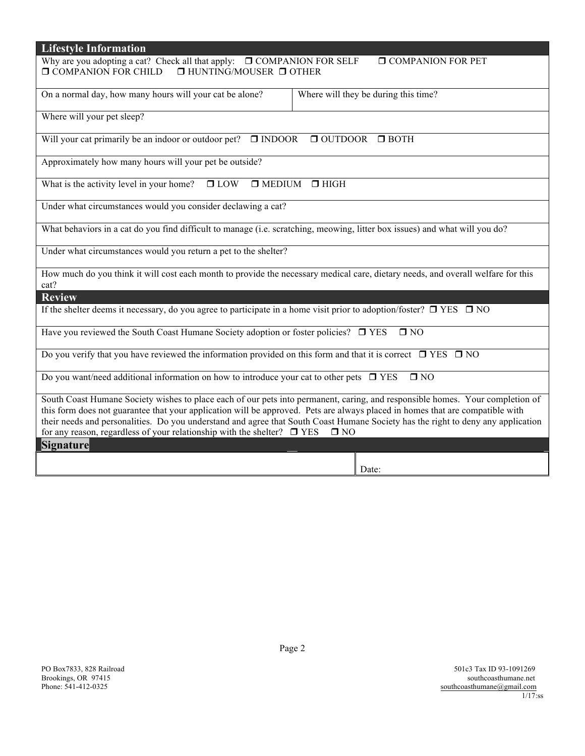## Lifestyle Information

Why are you adopting a cat? Check all that apply: ❒ COMPANION FOR SELF ❒ COMPANION FOR PET ❒ COMPANION FOR CHILD ❒ HUNTING/MOUSER ❒ OTHER

| | |
|---|---|
| On a normal day, how many hours will your cat be alone? | Where will they be during this time? |

Where will your pet sleep?

Will your cat primarily be an indoor or outdoor pet? ❒ INDOOR ❒ OUTDOOR ❒ BOTH

Approximately how many hours will your pet be outside?

What is the activity level in your home? ❒ LOW ❒ MEDIUM ❒ HIGH

Under what circumstances would you consider declawing a cat?

What behaviors in a cat do you find difficult to manage (i.e. scratching, meowing, litter box issues) and what will you do?

Under what circumstances would you return a pet to the shelter?

How much do you think it will cost each month to provide the necessary medical care, dietary needs, and overall welfare for this cat?

## Review

If the shelter deems it necessary, do you agree to participate in a home visit prior to adoption/foster? ❒ YES ❒ NO

Have you reviewed the South Coast Humane Society adoption or foster policies? ❒ YES ❒ NO

Do you verify that you have reviewed the information provided on this form and that it is correct ❒ YES ❒ NO

Do you want/need additional information on how to introduce your cat to other pets ❒ YES ❒ NO

South Coast Humane Society wishes to place each of our pets into permanent, caring, and responsible homes. Your completion of this form does not guarantee that your application will be approved. Pets are always placed in homes that are compatible with their needs and personalities. Do you understand and agree that South Coast Humane Society has the right to deny any application for any reason, regardless of your relationship with the shelter? ❒ YES ❒ NO

## Signature

| | |
|---|---|
| | Date: |

PO Box7833, 828 Railroad
Brookings, OR 97415
Phone: 541-412-0325

501c3 Tax ID 93-1091269
southcoasthumane.net
southcoasthumane@gmail.com
1/17:ss